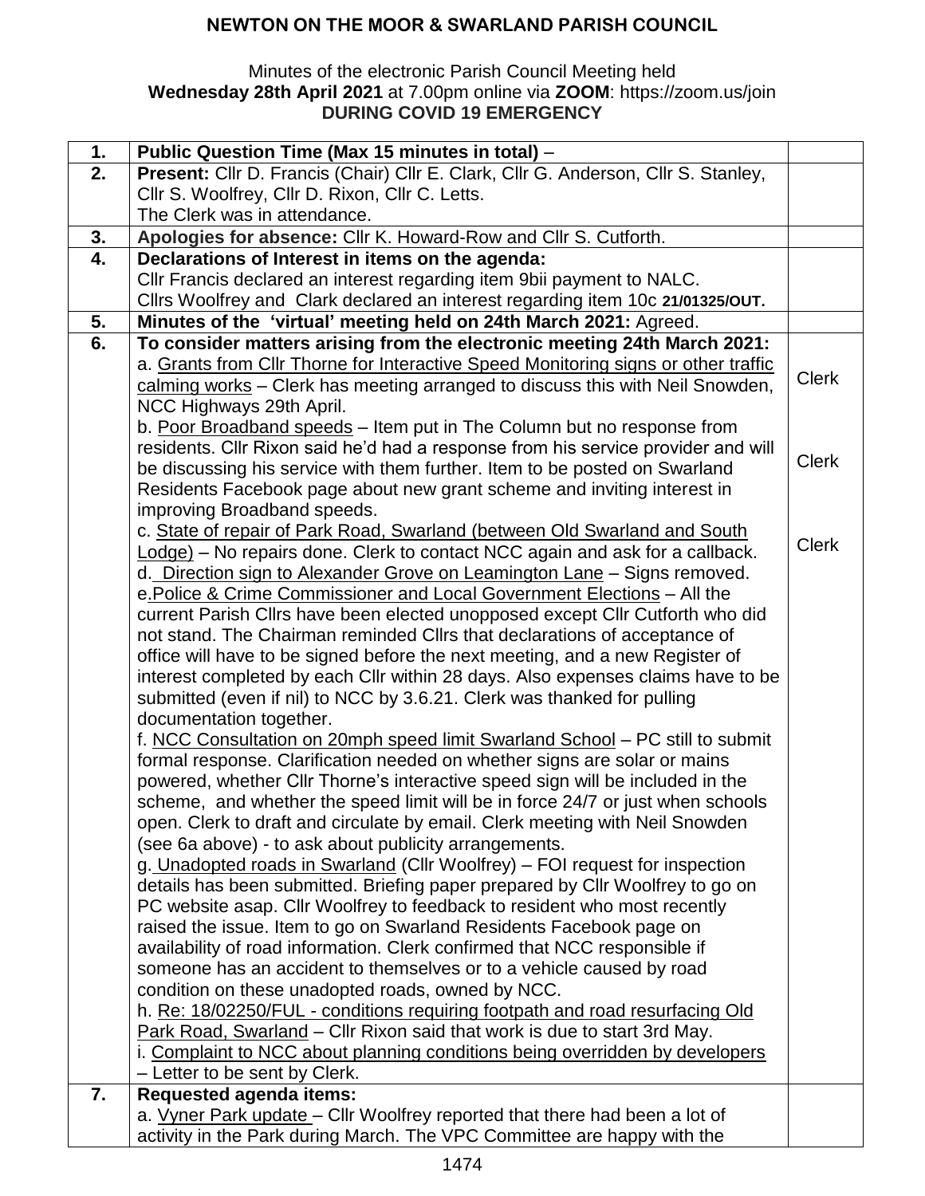# NEWTON ON THE MOOR & SWARLAND PARISH COUNCIL

Minutes of the electronic Parish Council Meeting held
**Wednesday 28th April 2021** at 7.00pm online via **ZOOM**: https://zoom.us/join
**DURING COVID 19 EMERGENCY**

| | | |
|---|---|---|
| **1.** | **Public Question Time (Max 15 minutes in total)** – | |
| **2.** | **Present:** Cllr D. Francis (Chair) Cllr E. Clark, Cllr G. Anderson, Cllr S. Stanley, Cllr S. Woolfrey, Cllr D. Rixon, Cllr C. Letts.<br>The Clerk was in attendance. | |
| **3.** | **Apologies for absence:** Cllr K. Howard-Row and Cllr S. Cutforth. | |
| **4.** | **Declarations of Interest in items on the agenda:**<br>Cllr Francis declared an interest regarding item 9bii payment to NALC.<br>Cllrs Woolfrey and Clark declared an interest regarding item 10c **21/01325/OUT.** | |
| **5.** | **Minutes of the 'virtual' meeting held on 24th March 2021:** Agreed. | |
| **6.** | **To consider matters arising from the electronic meeting 24th March 2021:**<br>a. Grants from Cllr Thorne for Interactive Speed Monitoring signs or other traffic calming works – Clerk has meeting arranged to discuss this with Neil Snowden, NCC Highways 29th April.<br>b. Poor Broadband speeds – Item put in The Column but no response from residents. Cllr Rixon said he'd had a response from his service provider and will be discussing his service with them further. Item to be posted on Swarland Residents Facebook page about new grant scheme and inviting interest in improving Broadband speeds.<br>c. State of repair of Park Road, Swarland (between Old Swarland and South Lodge) – No repairs done. Clerk to contact NCC again and ask for a callback.<br>d. Direction sign to Alexander Grove on Leamington Lane – Signs removed.<br>e. Police & Crime Commissioner and Local Government Elections – All the current Parish Cllrs have been elected unopposed except Cllr Cutforth who did not stand. The Chairman reminded Cllrs that declarations of acceptance of office will have to be signed before the next meeting, and a new Register of interest completed by each Cllr within 28 days. Also expenses claims have to be submitted (even if nil) to NCC by 3.6.21. Clerk was thanked for pulling documentation together.<br>f. NCC Consultation on 20mph speed limit Swarland School – PC still to submit formal response. Clarification needed on whether signs are solar or mains powered, whether Cllr Thorne's interactive speed sign will be included in the scheme, and whether the speed limit will be in force 24/7 or just when schools open. Clerk to draft and circulate by email. Clerk meeting with Neil Snowden (see 6a above) - to ask about publicity arrangements.<br>g. Unadopted roads in Swarland (Cllr Woolfrey) – FOI request for inspection details has been submitted. Briefing paper prepared by Cllr Woolfrey to go on PC website asap. Cllr Woolfrey to feedback to resident who most recently raised the issue. Item to go on Swarland Residents Facebook page on availability of road information. Clerk confirmed that NCC responsible if someone has an accident to themselves or to a vehicle caused by road condition on these unadopted roads, owned by NCC.<br>h. Re: 18/02250/FUL - conditions requiring footpath and road resurfacing Old Park Road, Swarland – Cllr Rixon said that work is due to start 3rd May.<br>i. Complaint to NCC about planning conditions being overridden by developers – Letter to be sent by Clerk. | Clerk<br><br>Clerk<br><br>Clerk |
| **7.** | **Requested agenda items:**<br>a. Vyner Park update – Cllr Woolfrey reported that there had been a lot of activity in the Park during March. The VPC Committee are happy with the | |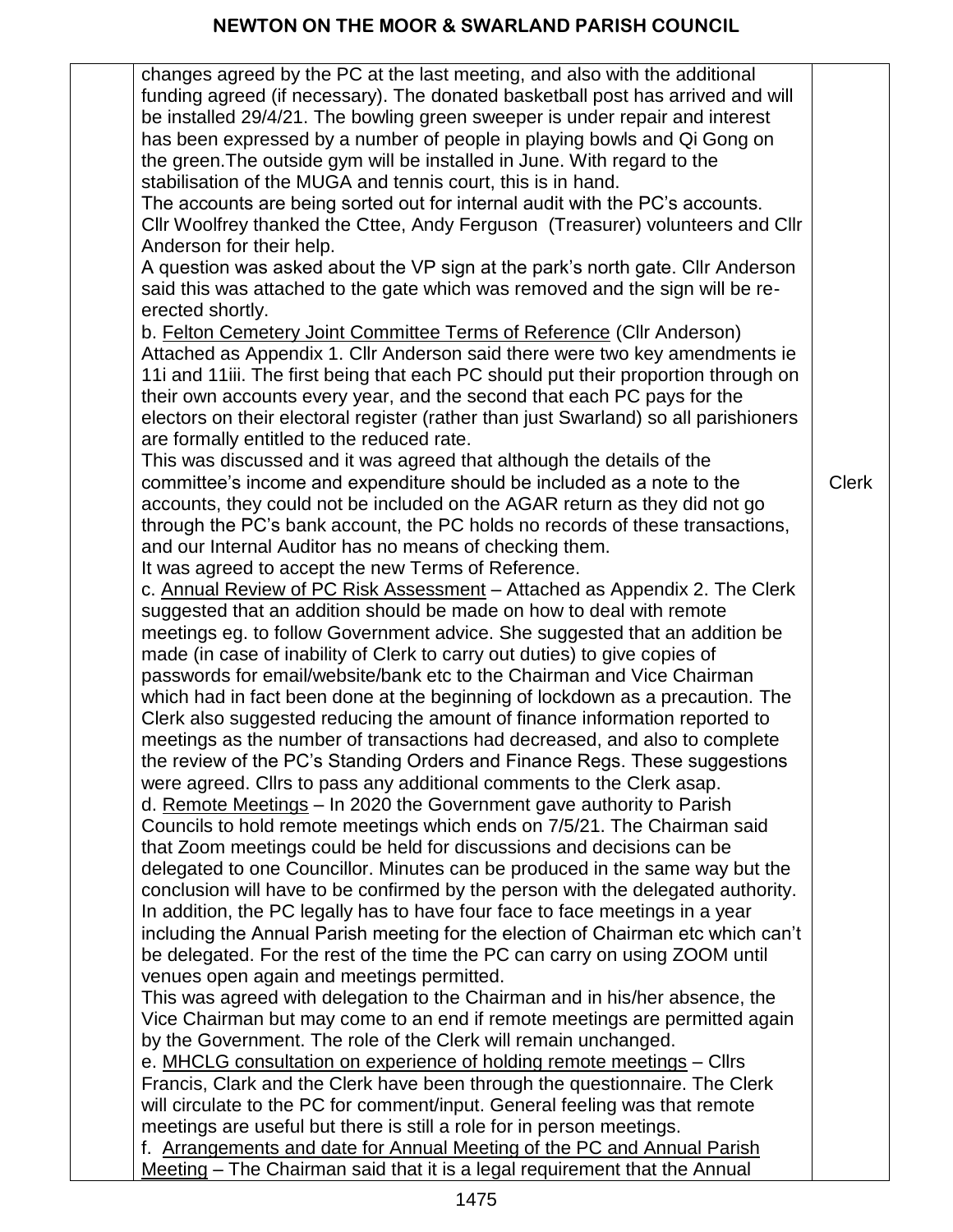| | | |
|---|---|---|
| | changes agreed by the PC at the last meeting, and also with the additional funding agreed (if necessary). The donated basketball post has arrived and will be installed 29/4/21. The bowling green sweeper is under repair and interest has been expressed by a number of people in playing bowls and Qi Gong on the green.The outside gym will be installed in June. With regard to the stabilisation of the MUGA and tennis court, this is in hand.<br>The accounts are being sorted out for internal audit with the PC's accounts. Cllr Woolfrey thanked the Cttee, Andy Ferguson (Treasurer) volunteers and Cllr Anderson for their help.<br>A question was asked about the VP sign at the park's north gate. Cllr Anderson said this was attached to the gate which was removed and the sign will be re-erected shortly.<br>b. <u>Felton Cemetery Joint Committee Terms of Reference</u> (Cllr Anderson) Attached as Appendix 1. Cllr Anderson said there were two key amendments ie 11i and 11iii. The first being that each PC should put their proportion through on their own accounts every year, and the second that each PC pays for the electors on their electoral register (rather than just Swarland) so all parishioners are formally entitled to the reduced rate.<br>This was discussed and it was agreed that although the details of the committee's income and expenditure should be included as a note to the accounts, they could not be included on the AGAR return as they did not go through the PC's bank account, the PC holds no records of these transactions, and our Internal Auditor has no means of checking them.<br>It was agreed to accept the new Terms of Reference.<br>c. <u>Annual Review of PC Risk Assessment</u> – Attached as Appendix 2. The Clerk suggested that an addition should be made on how to deal with remote meetings eg. to follow Government advice. She suggested that an addition be made (in case of inability of Clerk to carry out duties) to give copies of passwords for email/website/bank etc to the Chairman and Vice Chairman which had in fact been done at the beginning of lockdown as a precaution. The Clerk also suggested reducing the amount of finance information reported to meetings as the number of transactions had decreased, and also to complete the review of the PC's Standing Orders and Finance Regs. These suggestions were agreed. Cllrs to pass any additional comments to the Clerk asap.<br>d. <u>Remote Meetings</u> – In 2020 the Government gave authority to Parish Councils to hold remote meetings which ends on 7/5/21. The Chairman said that Zoom meetings could be held for discussions and decisions can be delegated to one Councillor. Minutes can be produced in the same way but the conclusion will have to be confirmed by the person with the delegated authority. In addition, the PC legally has to have four face to face meetings in a year including the Annual Parish meeting for the election of Chairman etc which can't be delegated. For the rest of the time the PC can carry on using ZOOM until venues open again and meetings permitted.<br>This was agreed with delegation to the Chairman and in his/her absence, the Vice Chairman but may come to an end if remote meetings are permitted again by the Government. The role of the Clerk will remain unchanged.<br>e. <u>MHCLG consultation on experience of holding remote meetings</u> – Cllrs Francis, Clark and the Clerk have been through the questionnaire. The Clerk will circulate to the PC for comment/input. General feeling was that remote meetings are useful but there is still a role for in person meetings.<br>f. <u>Arrangements and date for Annual Meeting of the PC and Annual Parish Meeting</u> – The Chairman said that it is a legal requirement that the Annual | Clerk |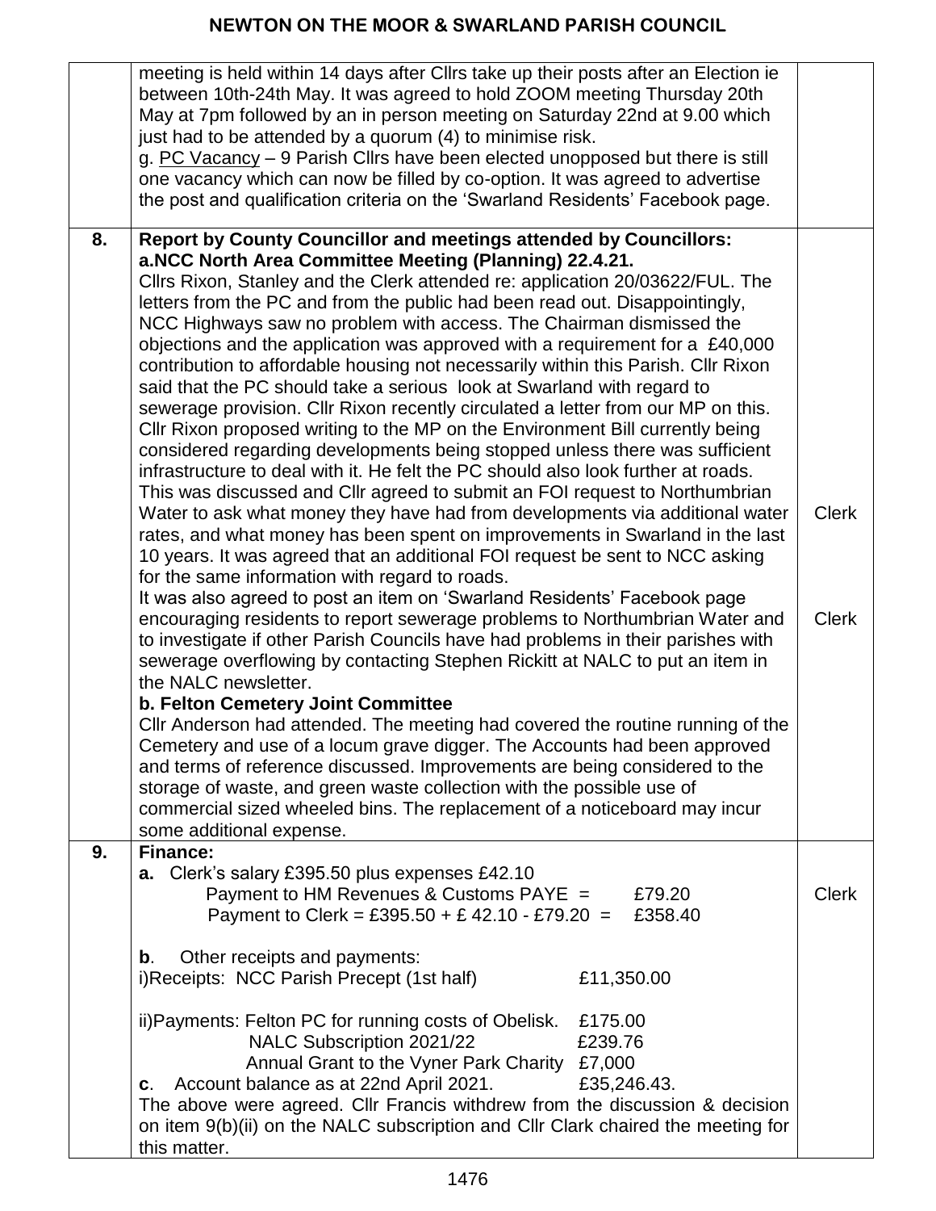| | | |
|---|---|---|
| | meeting is held within 14 days after Cllrs take up their posts after an Election ie between 10th-24th May. It was agreed to hold ZOOM meeting Thursday 20th May at 7pm followed by an in person meeting on Saturday 22nd at 9.00 which just had to be attended by a quorum (4) to minimise risk.<br>g. PC Vacancy – 9 Parish Cllrs have been elected unopposed but there is still one vacancy which can now be filled by co-option. It was agreed to advertise the post and qualification criteria on the 'Swarland Residents' Facebook page. | |
| **8.** | **Report by County Councillor and meetings attended by Councillors:**<br>**a.NCC North Area Committee Meeting (Planning) 22.4.21.**<br>Cllrs Rixon, Stanley and the Clerk attended re: application 20/03622/FUL. The letters from the PC and from the public had been read out. Disappointingly, NCC Highways saw no problem with access. The Chairman dismissed the objections and the application was approved with a requirement for a £40,000 contribution to affordable housing not necessarily within this Parish. Cllr Rixon said that the PC should take a serious look at Swarland with regard to sewerage provision. Cllr Rixon recently circulated a letter from our MP on this. Cllr Rixon proposed writing to the MP on the Environment Bill currently being considered regarding developments being stopped unless there was sufficient infrastructure to deal with it. He felt the PC should also look further at roads. This was discussed and Cllr agreed to submit an FOI request to Northumbrian Water to ask what money they have had from developments via additional water rates, and what money has been spent on improvements in Swarland in the last 10 years. It was agreed that an additional FOI request be sent to NCC asking for the same information with regard to roads.<br>It was also agreed to post an item on 'Swarland Residents' Facebook page encouraging residents to report sewerage problems to Northumbrian Water and to investigate if other Parish Councils have had problems in their parishes with sewerage overflowing by contacting Stephen Rickitt at NALC to put an item in the NALC newsletter.<br>**b. Felton Cemetery Joint Committee**<br>Cllr Anderson had attended. The meeting had covered the routine running of the Cemetery and use of a locum grave digger. The Accounts had been approved and terms of reference discussed. Improvements are being considered to the storage of waste, and green waste collection with the possible use of commercial sized wheeled bins. The replacement of a noticeboard may incur some additional expense. | Clerk<br><br>Clerk |
| **9.** | **Finance:**<br>**a.** Clerk's salary £395.50 plus expenses £42.10<br>Payment to HM Revenues & Customs PAYE = £79.20<br>Payment to Clerk = £395.50 + £ 42.10 - £79.20 = £358.40<br><br>**b**. Other receipts and payments:<br>i)Receipts: NCC Parish Precept (1st half) £11,350.00<br><br>ii)Payments: Felton PC for running costs of Obelisk. £175.00<br>NALC Subscription 2021/22 £239.76<br>Annual Grant to the Vyner Park Charity £7,000<br>**c**. Account balance as at 22nd April 2021. £35,246.43.<br>The above were agreed. Cllr Francis withdrew from the discussion & decision on item 9(b)(ii) on the NALC subscription and Cllr Clark chaired the meeting for this matter. | Clerk |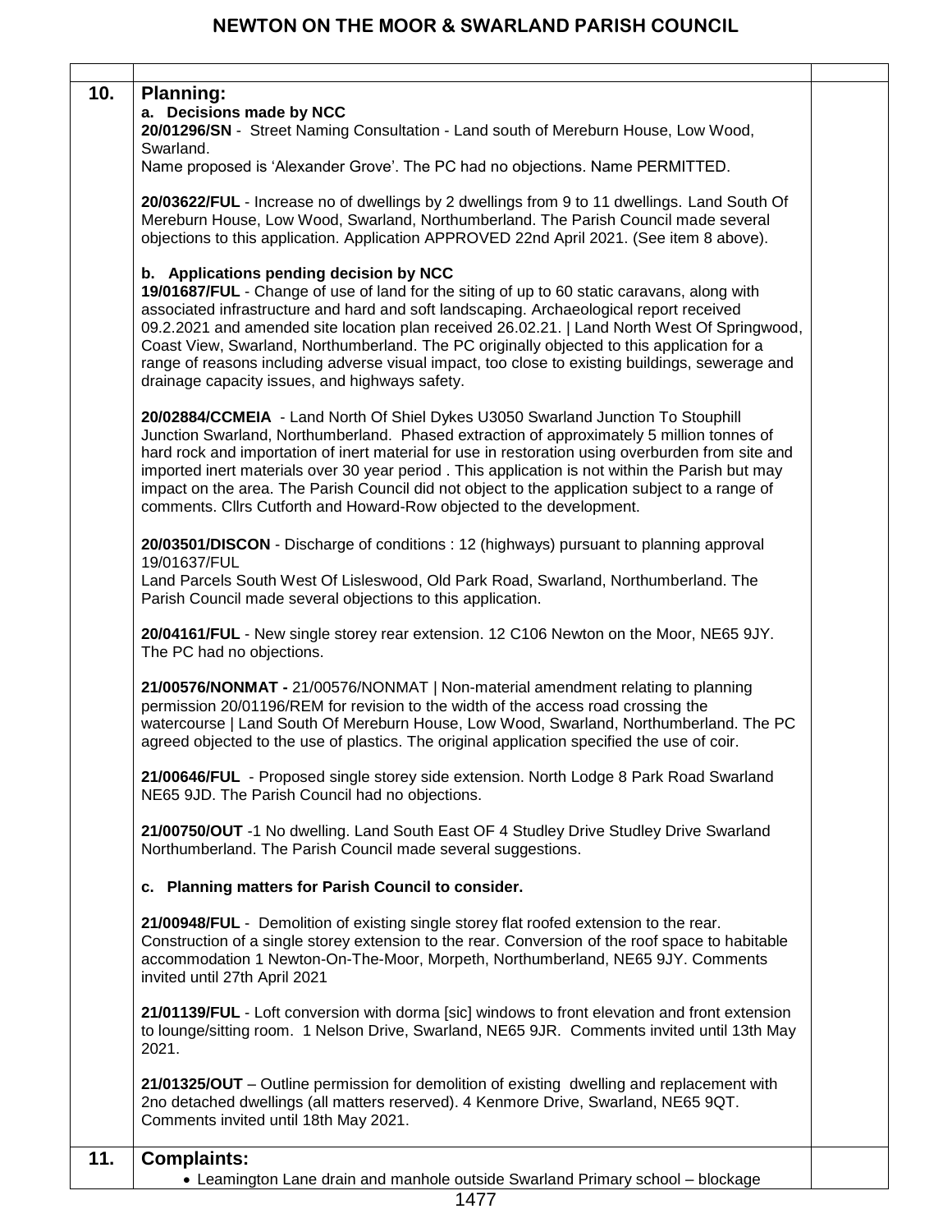| | | |
|---|---|---|
| **10.** | **Planning:**<br>**a. Decisions made by NCC**<br>**20/01296/SN** - Street Naming Consultation - Land south of Mereburn House, Low Wood, Swarland.<br>Name proposed is 'Alexander Grove'. The PC had no objections. Name PERMITTED.<br><br>**20/03622/FUL** - Increase no of dwellings by 2 dwellings from 9 to 11 dwellings. Land South Of Mereburn House, Low Wood, Swarland, Northumberland. The Parish Council made several objections to this application. Application APPROVED 22nd April 2021. (See item 8 above).<br><br>**b. Applications pending decision by NCC**<br>**19/01687/FUL** - Change of use of land for the siting of up to 60 static caravans, along with associated infrastructure and hard and soft landscaping. Archaeological report received 09.2.2021 and amended site location plan received 26.02.21. \| Land North West Of Springwood, Coast View, Swarland, Northumberland. The PC originally objected to this application for a range of reasons including adverse visual impact, too close to existing buildings, sewerage and drainage capacity issues, and highways safety.<br><br>**20/02884/CCMEIA** - Land North Of Shiel Dykes U3050 Swarland Junction To Stouphill Junction Swarland, Northumberland. Phased extraction of approximately 5 million tonnes of hard rock and importation of inert material for use in restoration using overburden from site and imported inert materials over 30 year period . This application is not within the Parish but may impact on the area. The Parish Council did not object to the application subject to a range of comments. Cllrs Cutforth and Howard-Row objected to the development.<br><br>**20/03501/DISCON** - Discharge of conditions : 12 (highways) pursuant to planning approval 19/01637/FUL<br>Land Parcels South West Of Lisleswood, Old Park Road, Swarland, Northumberland. The Parish Council made several objections to this application.<br><br>**20/04161/FUL** - New single storey rear extension. 12 C106 Newton on the Moor, NE65 9JY. The PC had no objections.<br><br>**21/00576/NONMAT -** 21/00576/NONMAT \| Non-material amendment relating to planning permission 20/01196/REM for revision to the width of the access road crossing the watercourse \| Land South Of Mereburn House, Low Wood, Swarland, Northumberland. The PC agreed objected to the use of plastics. The original application specified the use of coir.<br><br>**21/00646/FUL** - Proposed single storey side extension. North Lodge 8 Park Road Swarland NE65 9JD. The Parish Council had no objections.<br><br>**21/00750/OUT** -1 No dwelling. Land South East OF 4 Studley Drive Studley Drive Swarland Northumberland. The Parish Council made several suggestions.<br><br>**c. Planning matters for Parish Council to consider.**<br><br>**21/00948/FUL** - Demolition of existing single storey flat roofed extension to the rear. Construction of a single storey extension to the rear. Conversion of the roof space to habitable accommodation 1 Newton-On-The-Moor, Morpeth, Northumberland, NE65 9JY. Comments invited until 27th April 2021<br><br>**21/01139/FUL** - Loft conversion with dorma [sic] windows to front elevation and front extension to lounge/sitting room. 1 Nelson Drive, Swarland, NE65 9JR. Comments invited until 13th May 2021.<br><br>**21/01325/OUT** – Outline permission for demolition of existing dwelling and replacement with 2no detached dwellings (all matters reserved). 4 Kenmore Drive, Swarland, NE65 9QT. Comments invited until 18th May 2021. | |
| **11.** | **Complaints:**<br>• Leamington Lane drain and manhole outside Swarland Primary school – blockage | |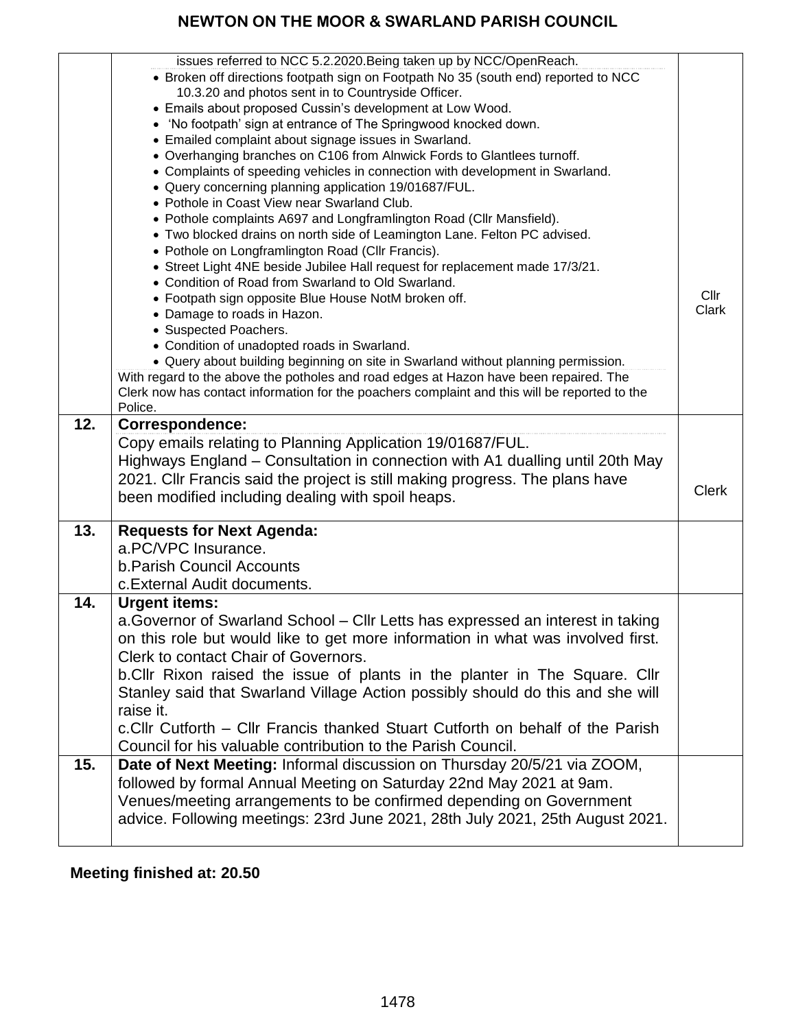| | | |
|---|---|---|
| | issues referred to NCC 5.2.2020.Being taken up by NCC/OpenReach.<br>• Broken off directions footpath sign on Footpath No 35 (south end) reported to NCC 10.3.20 and photos sent in to Countryside Officer.<br>• Emails about proposed Cussin's development at Low Wood.<br>• 'No footpath' sign at entrance of The Springwood knocked down.<br>• Emailed complaint about signage issues in Swarland.<br>• Overhanging branches on C106 from Alnwick Fords to Glantlees turnoff.<br>• Complaints of speeding vehicles in connection with development in Swarland.<br>• Query concerning planning application 19/01687/FUL.<br>• Pothole in Coast View near Swarland Club.<br>• Pothole complaints A697 and Longframlington Road (Cllr Mansfield).<br>• Two blocked drains on north side of Leamington Lane. Felton PC advised.<br>• Pothole on Longframlington Road (Cllr Francis).<br>• Street Light 4NE beside Jubilee Hall request for replacement made 17/3/21.<br>• Condition of Road from Swarland to Old Swarland.<br>• Footpath sign opposite Blue House NotM broken off.<br>• Damage to roads in Hazon.<br>• Suspected Poachers.<br>• Condition of unadopted roads in Swarland.<br>• Query about building beginning on site in Swarland without planning permission.<br>With regard to the above the potholes and road edges at Hazon have been repaired. The Clerk now has contact information for the poachers complaint and this will be reported to the Police. | Cllr Clark |
| **12.** | **Correspondence:**<br>Copy emails relating to Planning Application 19/01687/FUL.<br>Highways England – Consultation in connection with A1 dualling until 20th May 2021. Cllr Francis said the project is still making progress. The plans have been modified including dealing with spoil heaps. | Clerk |
| **13.** | **Requests for Next Agenda:**<br>a.PC/VPC Insurance.<br>b.Parish Council Accounts<br>c.External Audit documents. | |
| **14.** | **Urgent items:**<br>a.Governor of Swarland School – Cllr Letts has expressed an interest in taking on this role but would like to get more information in what was involved first. Clerk to contact Chair of Governors.<br>b.Cllr Rixon raised the issue of plants in the planter in The Square. Cllr Stanley said that Swarland Village Action possibly should do this and she will raise it.<br>c.Cllr Cutforth – Cllr Francis thanked Stuart Cutforth on behalf of the Parish Council for his valuable contribution to the Parish Council. | |
| **15.** | **Date of Next Meeting:** Informal discussion on Thursday 20/5/21 via ZOOM, followed by formal Annual Meeting on Saturday 22nd May 2021 at 9am. Venues/meeting arrangements to be confirmed depending on Government advice. Following meetings: 23rd June 2021, 28th July 2021, 25th August 2021. | |

**Meeting finished at: 20.50**